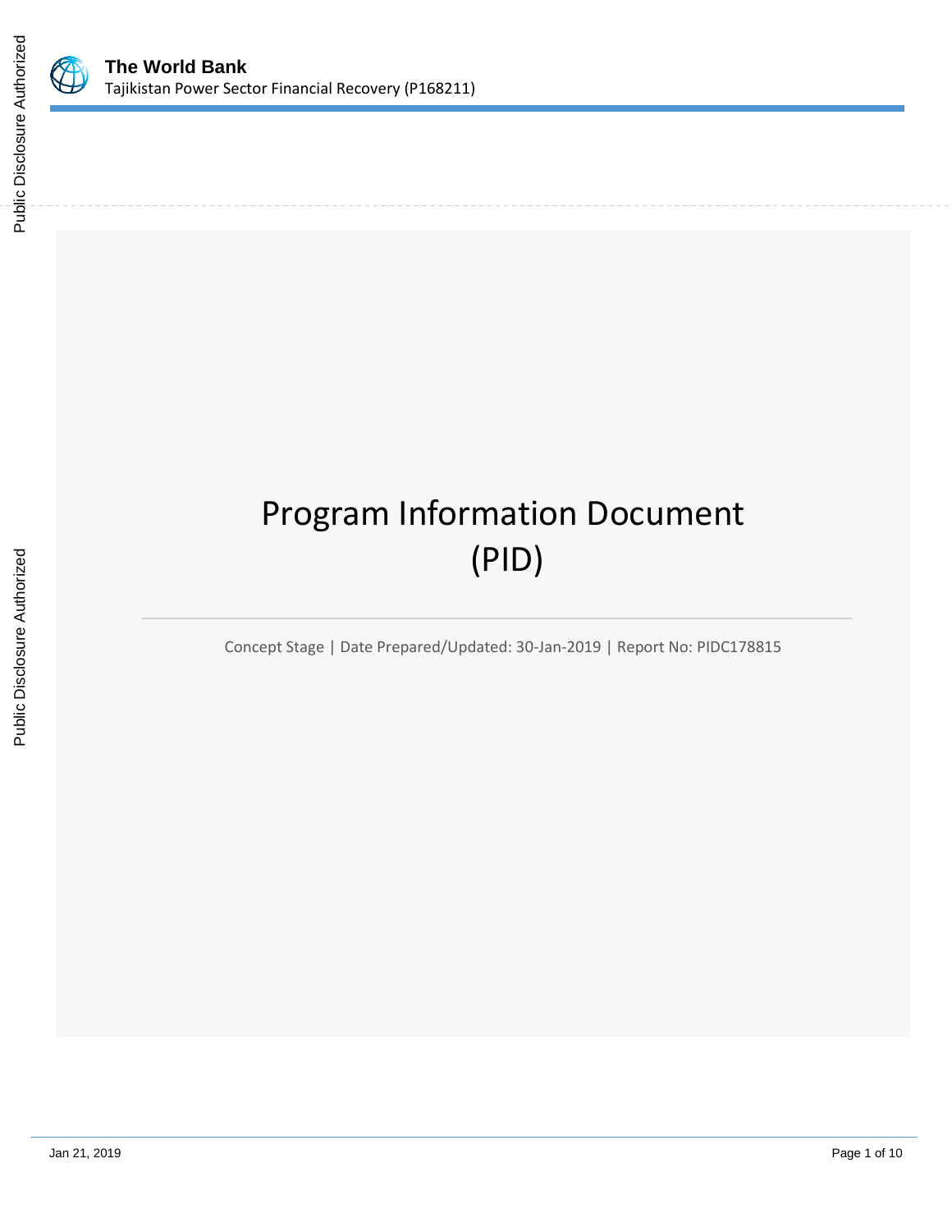# The World Bank

Tajikistan Power Sector Financial Recovery (P168211)

# Program Information Document (PID)

Concept Stage | Date Prepared/Updated: 30-Jan-2019 | Report No: PIDC178815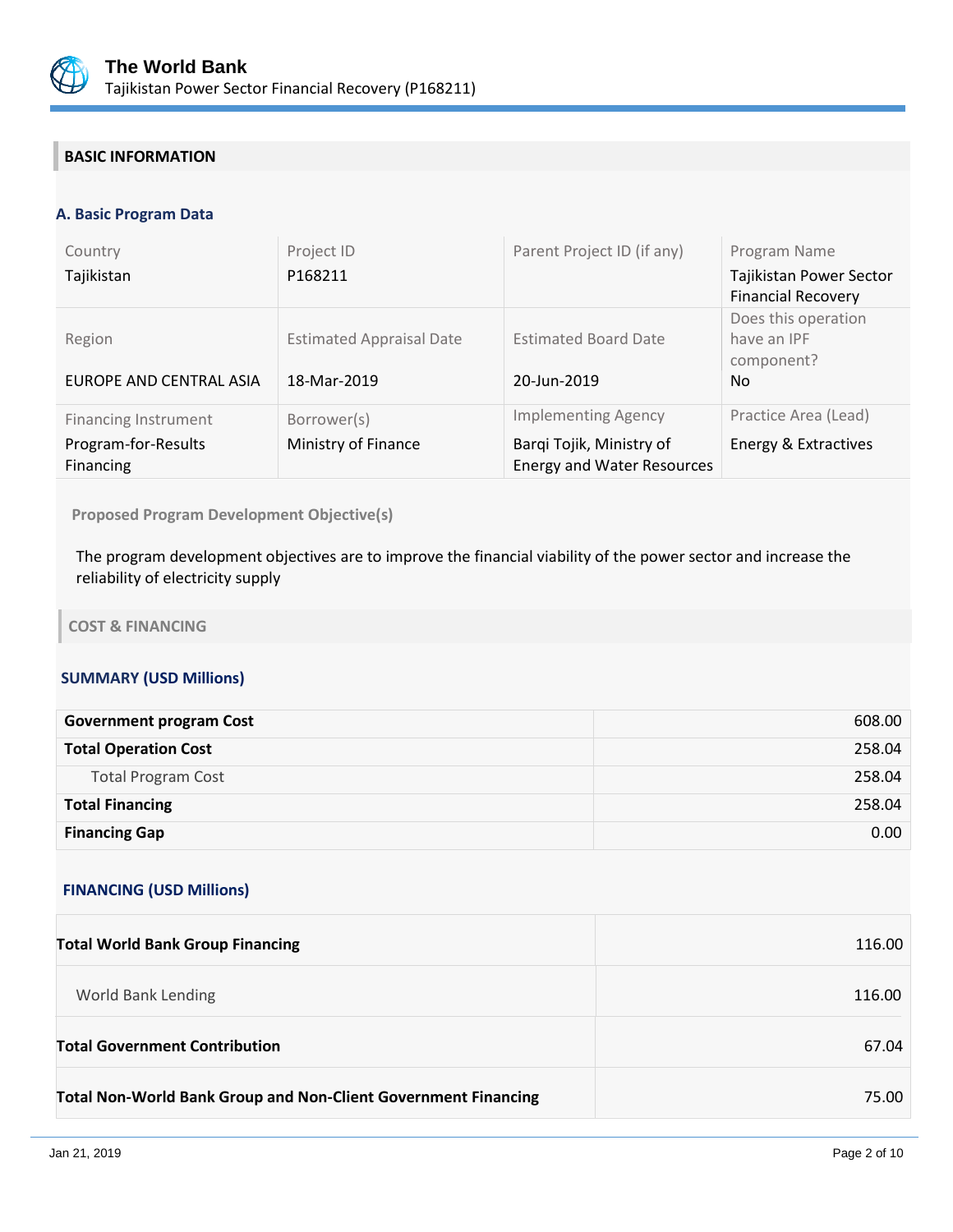## BASIC INFORMATION

### A. Basic Program Data

| Country | Project ID | Parent Project ID (if any) | Program Name |
|---|---|---|---|
| Tajikistan | P168211 | | Tajikistan Power Sector Financial Recovery |
| **Region** | **Estimated Appraisal Date** | **Estimated Board Date** | **Does this operation have an IPF component?** |
| EUROPE AND CENTRAL ASIA | 18-Mar-2019 | 20-Jun-2019 | No |
| **Financing Instrument** | **Borrower(s)** | **Implementing Agency** | **Practice Area (Lead)** |
| Program-for-Results Financing | Ministry of Finance | Barqi Tojik, Ministry of Energy and Water Resources | Energy & Extractives |

**Proposed Program Development Objective(s)**

The program development objectives are to improve the financial viability of the power sector and increase the reliability of electricity supply

## COST & FINANCING

### SUMMARY (USD Millions)

| | |
|---|---:|
| **Government program Cost** | 608.00 |
| **Total Operation Cost** | 258.04 |
| Total Program Cost | 258.04 |
| **Total Financing** | 258.04 |
| **Financing Gap** | 0.00 |

### FINANCING (USD Millions)

| | |
|---|---:|
| **Total World Bank Group Financing** | 116.00 |
| World Bank Lending | 116.00 |
| **Total Government Contribution** | 67.04 |
| **Total Non-World Bank Group and Non-Client Government Financing** | 75.00 |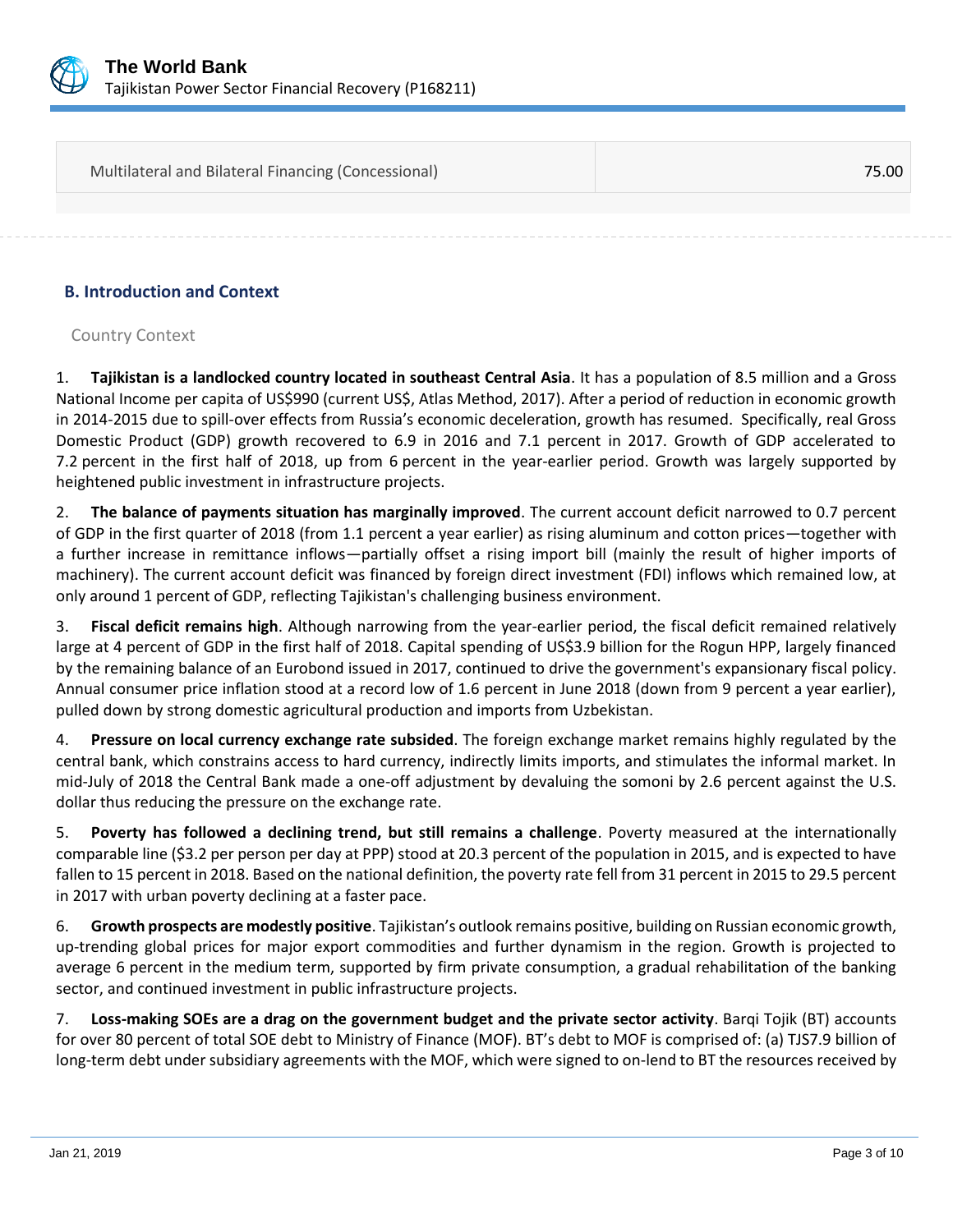| Multilateral and Bilateral Financing (Concessional) | 75.00 |
| --- | --- |

## B. Introduction and Context

### Country Context

1. **Tajikistan is a landlocked country located in southeast Central Asia**. It has a population of 8.5 million and a Gross National Income per capita of US$990 (current US$, Atlas Method, 2017). After a period of reduction in economic growth in 2014-2015 due to spill-over effects from Russia's economic deceleration, growth has resumed. Specifically, real Gross Domestic Product (GDP) growth recovered to 6.9 in 2016 and 7.1 percent in 2017. Growth of GDP accelerated to 7.2 percent in the first half of 2018, up from 6 percent in the year-earlier period. Growth was largely supported by heightened public investment in infrastructure projects.

2. **The balance of payments situation has marginally improved**. The current account deficit narrowed to 0.7 percent of GDP in the first quarter of 2018 (from 1.1 percent a year earlier) as rising aluminum and cotton prices—together with a further increase in remittance inflows—partially offset a rising import bill (mainly the result of higher imports of machinery). The current account deficit was financed by foreign direct investment (FDI) inflows which remained low, at only around 1 percent of GDP, reflecting Tajikistan's challenging business environment.

3. **Fiscal deficit remains high**. Although narrowing from the year-earlier period, the fiscal deficit remained relatively large at 4 percent of GDP in the first half of 2018. Capital spending of US$3.9 billion for the Rogun HPP, largely financed by the remaining balance of an Eurobond issued in 2017, continued to drive the government's expansionary fiscal policy. Annual consumer price inflation stood at a record low of 1.6 percent in June 2018 (down from 9 percent a year earlier), pulled down by strong domestic agricultural production and imports from Uzbekistan.

4. **Pressure on local currency exchange rate subsided**. The foreign exchange market remains highly regulated by the central bank, which constrains access to hard currency, indirectly limits imports, and stimulates the informal market. In mid-July of 2018 the Central Bank made a one-off adjustment by devaluing the somoni by 2.6 percent against the U.S. dollar thus reducing the pressure on the exchange rate.

5. **Poverty has followed a declining trend, but still remains a challenge**. Poverty measured at the internationally comparable line ($3.2 per person per day at PPP) stood at 20.3 percent of the population in 2015, and is expected to have fallen to 15 percent in 2018. Based on the national definition, the poverty rate fell from 31 percent in 2015 to 29.5 percent in 2017 with urban poverty declining at a faster pace.

6. **Growth prospects are modestly positive**. Tajikistan's outlook remains positive, building on Russian economic growth, up-trending global prices for major export commodities and further dynamism in the region. Growth is projected to average 6 percent in the medium term, supported by firm private consumption, a gradual rehabilitation of the banking sector, and continued investment in public infrastructure projects.

7. **Loss-making SOEs are a drag on the government budget and the private sector activity**. Barqi Tojik (BT) accounts for over 80 percent of total SOE debt to Ministry of Finance (MOF). BT's debt to MOF is comprised of: (a) TJS7.9 billion of long-term debt under subsidiary agreements with the MOF, which were signed to on-lend to BT the resources received by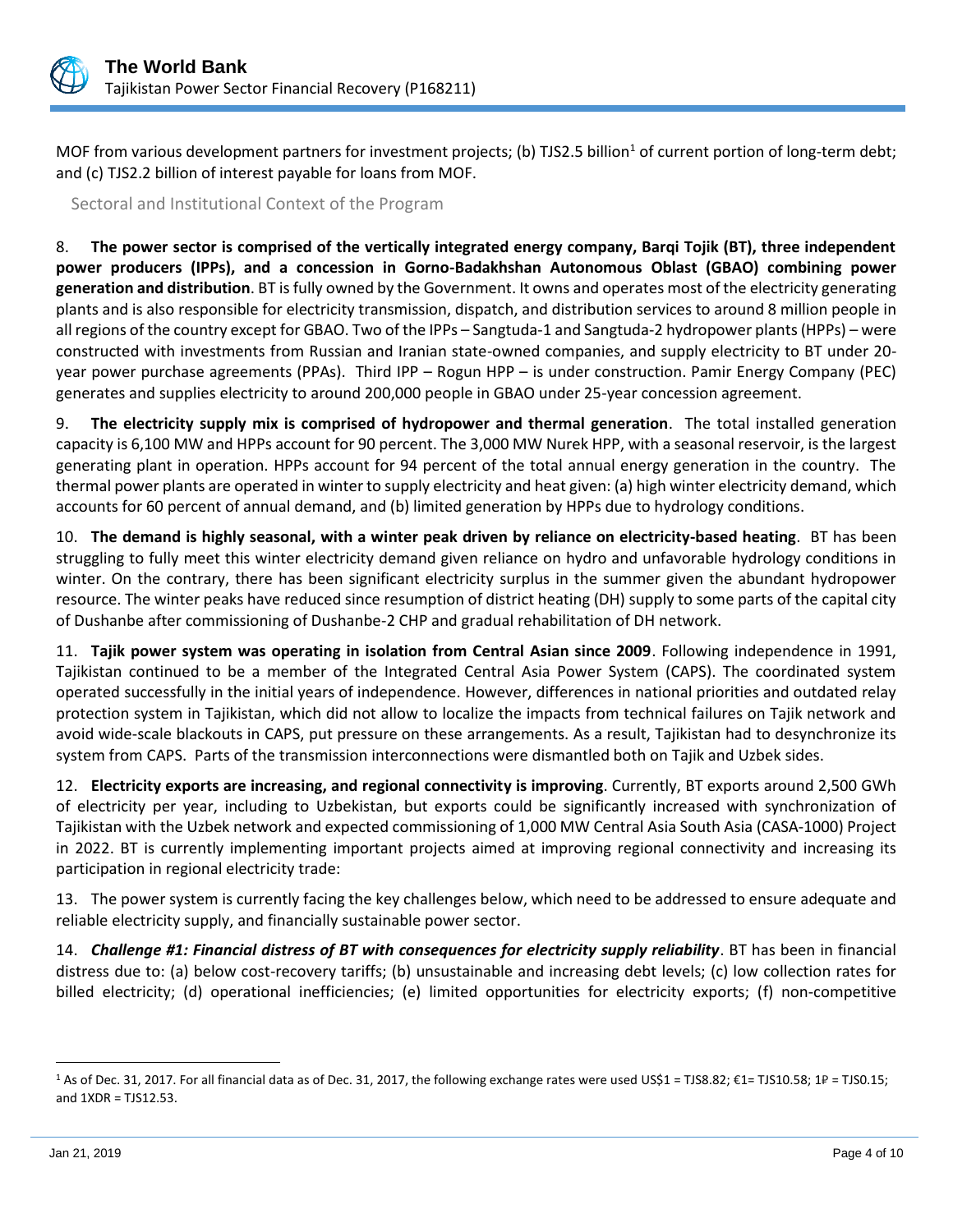MOF from various development partners for investment projects; (b) TJS2.5 billion[1] of current portion of long-term debt; and (c) TJS2.2 billion of interest payable for loans from MOF.

## Sectoral and Institutional Context of the Program

8. **The power sector is comprised of the vertically integrated energy company, Barqi Tojik (BT), three independent power producers (IPPs), and a concession in Gorno-Badakhshan Autonomous Oblast (GBAO) combining power generation and distribution**. BT is fully owned by the Government. It owns and operates most of the electricity generating plants and is also responsible for electricity transmission, dispatch, and distribution services to around 8 million people in all regions of the country except for GBAO. Two of the IPPs – Sangtuda-1 and Sangtuda-2 hydropower plants (HPPs) – were constructed with investments from Russian and Iranian state-owned companies, and supply electricity to BT under 20-year power purchase agreements (PPAs). Third IPP – Rogun HPP – is under construction. Pamir Energy Company (PEC) generates and supplies electricity to around 200,000 people in GBAO under 25-year concession agreement.

9. **The electricity supply mix is comprised of hydropower and thermal generation**. The total installed generation capacity is 6,100 MW and HPPs account for 90 percent. The 3,000 MW Nurek HPP, with a seasonal reservoir, is the largest generating plant in operation. HPPs account for 94 percent of the total annual energy generation in the country. The thermal power plants are operated in winter to supply electricity and heat given: (a) high winter electricity demand, which accounts for 60 percent of annual demand, and (b) limited generation by HPPs due to hydrology conditions.

10. **The demand is highly seasonal, with a winter peak driven by reliance on electricity-based heating**. BT has been struggling to fully meet this winter electricity demand given reliance on hydro and unfavorable hydrology conditions in winter. On the contrary, there has been significant electricity surplus in the summer given the abundant hydropower resource. The winter peaks have reduced since resumption of district heating (DH) supply to some parts of the capital city of Dushanbe after commissioning of Dushanbe-2 CHP and gradual rehabilitation of DH network.

11. **Tajik power system was operating in isolation from Central Asian since 2009**. Following independence in 1991, Tajikistan continued to be a member of the Integrated Central Asia Power System (CAPS). The coordinated system operated successfully in the initial years of independence. However, differences in national priorities and outdated relay protection system in Tajikistan, which did not allow to localize the impacts from technical failures on Tajik network and avoid wide-scale blackouts in CAPS, put pressure on these arrangements. As a result, Tajikistan had to desynchronize its system from CAPS. Parts of the transmission interconnections were dismantled both on Tajik and Uzbek sides.

12. **Electricity exports are increasing, and regional connectivity is improving**. Currently, BT exports around 2,500 GWh of electricity per year, including to Uzbekistan, but exports could be significantly increased with synchronization of Tajikistan with the Uzbek network and expected commissioning of 1,000 MW Central Asia South Asia (CASA-1000) Project in 2022. BT is currently implementing important projects aimed at improving regional connectivity and increasing its participation in regional electricity trade:

13. The power system is currently facing the key challenges below, which need to be addressed to ensure adequate and reliable electricity supply, and financially sustainable power sector.

14. ***Challenge #1: Financial distress of BT with consequences for electricity supply reliability***. BT has been in financial distress due to: (a) below cost-recovery tariffs; (b) unsustainable and increasing debt levels; (c) low collection rates for billed electricity; (d) operational inefficiencies; (e) limited opportunities for electricity exports; (f) non-competitive

---

[1] As of Dec. 31, 2017. For all financial data as of Dec. 31, 2017, the following exchange rates were used US$1 = TJS8.82; €1= TJS10.58; 1₽ = TJS0.15; and 1XDR = TJS12.53.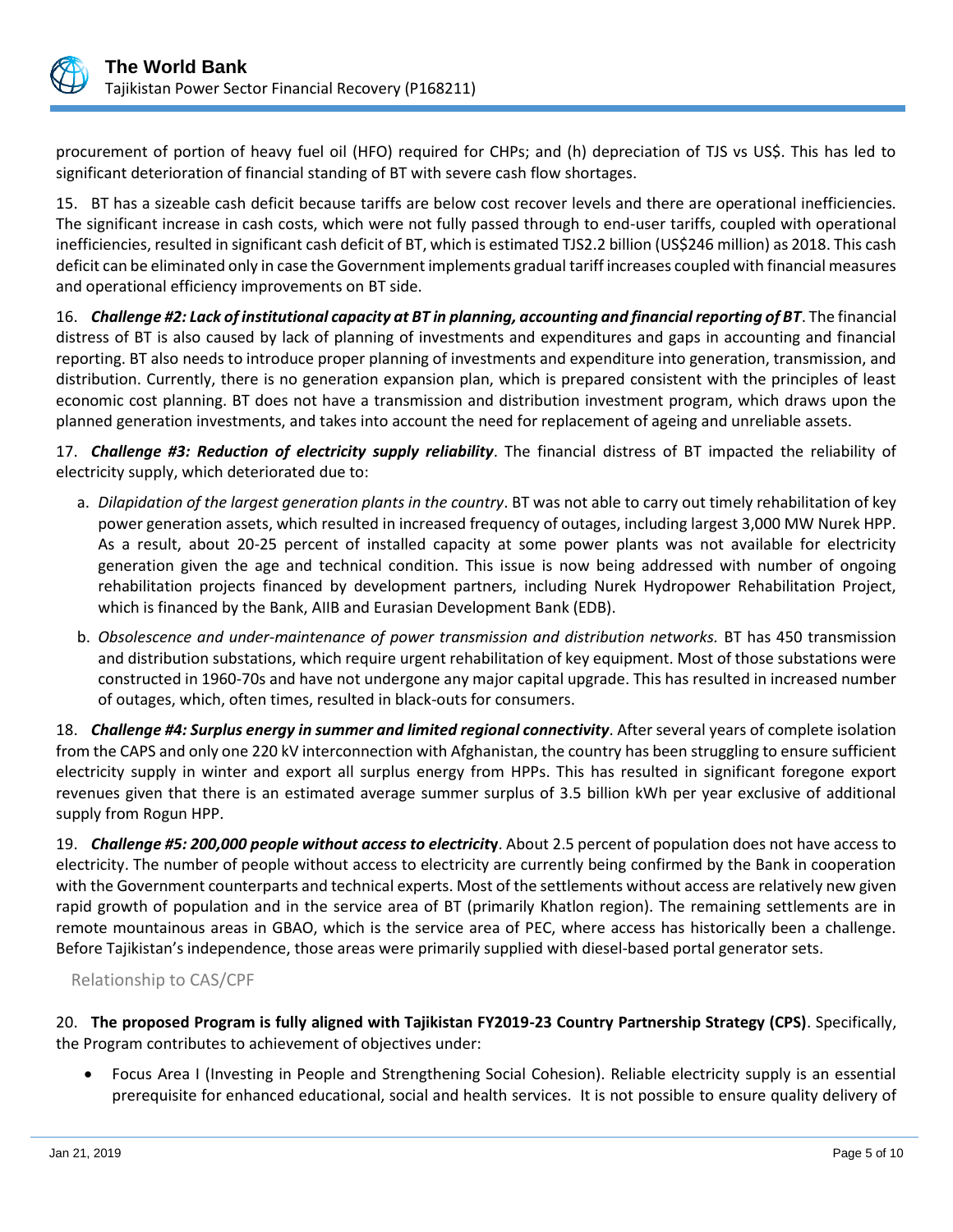procurement of portion of heavy fuel oil (HFO) required for CHPs; and (h) depreciation of TJS vs US$. This has led to significant deterioration of financial standing of BT with severe cash flow shortages.

15. BT has a sizeable cash deficit because tariffs are below cost recover levels and there are operational inefficiencies. The significant increase in cash costs, which were not fully passed through to end-user tariffs, coupled with operational inefficiencies, resulted in significant cash deficit of BT, which is estimated TJS2.2 billion (US$246 million) as 2018. This cash deficit can be eliminated only in case the Government implements gradual tariff increases coupled with financial measures and operational efficiency improvements on BT side.

16. ***Challenge #2: Lack of institutional capacity at BT in planning, accounting and financial reporting of BT***. The financial distress of BT is also caused by lack of planning of investments and expenditures and gaps in accounting and financial reporting. BT also needs to introduce proper planning of investments and expenditure into generation, transmission, and distribution. Currently, there is no generation expansion plan, which is prepared consistent with the principles of least economic cost planning. BT does not have a transmission and distribution investment program, which draws upon the planned generation investments, and takes into account the need for replacement of ageing and unreliable assets.

17. ***Challenge #3: Reduction of electricity supply reliability***. The financial distress of BT impacted the reliability of electricity supply, which deteriorated due to:

a. *Dilapidation of the largest generation plants in the country*. BT was not able to carry out timely rehabilitation of key power generation assets, which resulted in increased frequency of outages, including largest 3,000 MW Nurek HPP. As a result, about 20-25 percent of installed capacity at some power plants was not available for electricity generation given the age and technical condition. This issue is now being addressed with number of ongoing rehabilitation projects financed by development partners, including Nurek Hydropower Rehabilitation Project, which is financed by the Bank, AIIB and Eurasian Development Bank (EDB).

b. *Obsolescence and under-maintenance of power transmission and distribution networks.* BT has 450 transmission and distribution substations, which require urgent rehabilitation of key equipment. Most of those substations were constructed in 1960-70s and have not undergone any major capital upgrade. This has resulted in increased number of outages, which, often times, resulted in black-outs for consumers.

18. ***Challenge #4: Surplus energy in summer and limited regional connectivity***. After several years of complete isolation from the CAPS and only one 220 kV interconnection with Afghanistan, the country has been struggling to ensure sufficient electricity supply in winter and export all surplus energy from HPPs. This has resulted in significant foregone export revenues given that there is an estimated average summer surplus of 3.5 billion kWh per year exclusive of additional supply from Rogun HPP.

19. ***Challenge #5: 200,000 people without access to electricity***. About 2.5 percent of population does not have access to electricity. The number of people without access to electricity are currently being confirmed by the Bank in cooperation with the Government counterparts and technical experts. Most of the settlements without access are relatively new given rapid growth of population and in the service area of BT (primarily Khatlon region). The remaining settlements are in remote mountainous areas in GBAO, which is the service area of PEC, where access has historically been a challenge. Before Tajikistan's independence, those areas were primarily supplied with diesel-based portal generator sets.

### Relationship to CAS/CPF

20. **The proposed Program is fully aligned with Tajikistan FY2019-23 Country Partnership Strategy (CPS)**. Specifically, the Program contributes to achievement of objectives under:

- Focus Area I (Investing in People and Strengthening Social Cohesion). Reliable electricity supply is an essential prerequisite for enhanced educational, social and health services. It is not possible to ensure quality delivery of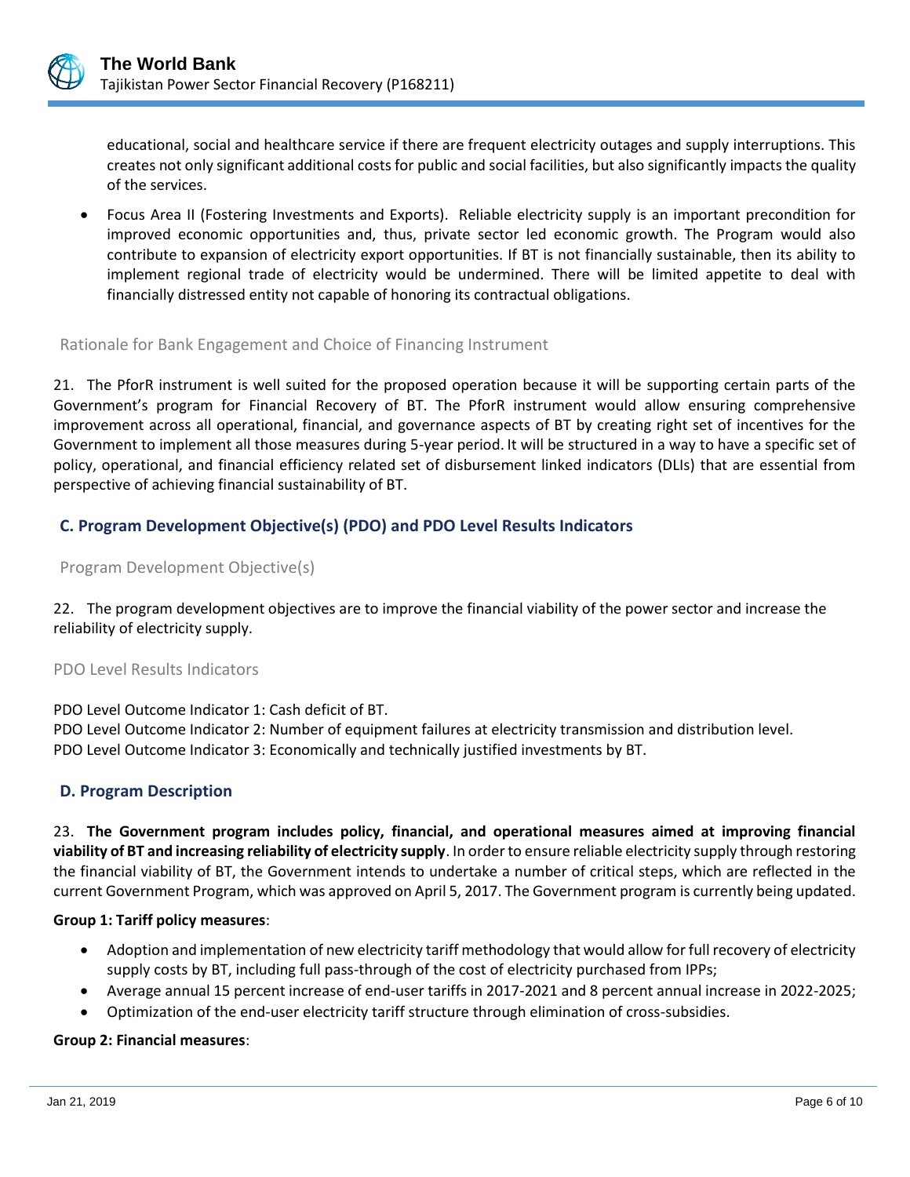educational, social and healthcare service if there are frequent electricity outages and supply interruptions. This creates not only significant additional costs for public and social facilities, but also significantly impacts the quality of the services.

- Focus Area II (Fostering Investments and Exports). Reliable electricity supply is an important precondition for improved economic opportunities and, thus, private sector led economic growth. The Program would also contribute to expansion of electricity export opportunities. If BT is not financially sustainable, then its ability to implement regional trade of electricity would be undermined. There will be limited appetite to deal with financially distressed entity not capable of honoring its contractual obligations.

### Rationale for Bank Engagement and Choice of Financing Instrument

21. The PforR instrument is well suited for the proposed operation because it will be supporting certain parts of the Government's program for Financial Recovery of BT. The PforR instrument would allow ensuring comprehensive improvement across all operational, financial, and governance aspects of BT by creating right set of incentives for the Government to implement all those measures during 5-year period. It will be structured in a way to have a specific set of policy, operational, and financial efficiency related set of disbursement linked indicators (DLIs) that are essential from perspective of achieving financial sustainability of BT.

## C. Program Development Objective(s) (PDO) and PDO Level Results Indicators

### Program Development Objective(s)

22. The program development objectives are to improve the financial viability of the power sector and increase the reliability of electricity supply.

### PDO Level Results Indicators

PDO Level Outcome Indicator 1: Cash deficit of BT.
PDO Level Outcome Indicator 2: Number of equipment failures at electricity transmission and distribution level.
PDO Level Outcome Indicator 3: Economically and technically justified investments by BT.

## D. Program Description

23. **The Government program includes policy, financial, and operational measures aimed at improving financial viability of BT and increasing reliability of electricity supply**. In order to ensure reliable electricity supply through restoring the financial viability of BT, the Government intends to undertake a number of critical steps, which are reflected in the current Government Program, which was approved on April 5, 2017. The Government program is currently being updated.

**Group 1: Tariff policy measures**:

- Adoption and implementation of new electricity tariff methodology that would allow for full recovery of electricity supply costs by BT, including full pass-through of the cost of electricity purchased from IPPs;
- Average annual 15 percent increase of end-user tariffs in 2017-2021 and 8 percent annual increase in 2022-2025;
- Optimization of the end-user electricity tariff structure through elimination of cross-subsidies.

**Group 2: Financial measures**: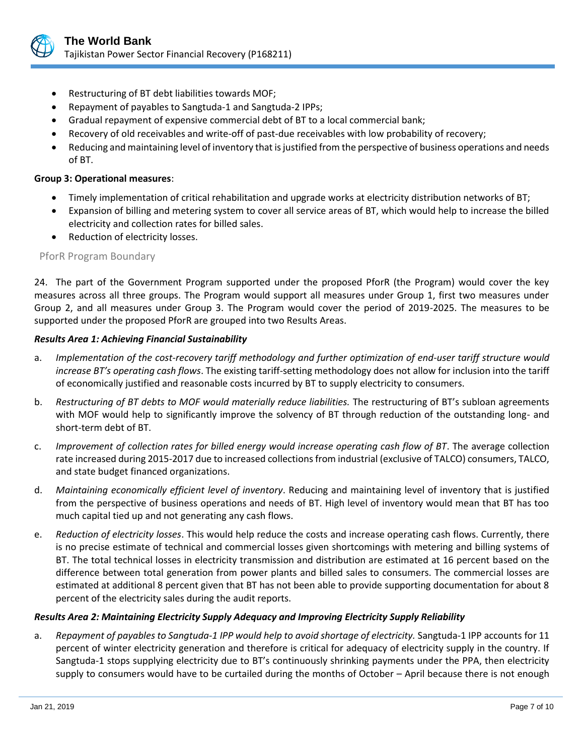- Restructuring of BT debt liabilities towards MOF;
- Repayment of payables to Sangtuda-1 and Sangtuda-2 IPPs;
- Gradual repayment of expensive commercial debt of BT to a local commercial bank;
- Recovery of old receivables and write-off of past-due receivables with low probability of recovery;
- Reducing and maintaining level of inventory that is justified from the perspective of business operations and needs of BT.

**Group 3: Operational measures**:

- Timely implementation of critical rehabilitation and upgrade works at electricity distribution networks of BT;
- Expansion of billing and metering system to cover all service areas of BT, which would help to increase the billed electricity and collection rates for billed sales.
- Reduction of electricity losses.

## PforR Program Boundary

24. The part of the Government Program supported under the proposed PforR (the Program) would cover the key measures across all three groups. The Program would support all measures under Group 1, first two measures under Group 2, and all measures under Group 3. The Program would cover the period of 2019-2025. The measures to be supported under the proposed PforR are grouped into two Results Areas.

***Results Area 1: Achieving Financial Sustainability***

a. *Implementation of the cost-recovery tariff methodology and further optimization of end-user tariff structure would increase BT's operating cash flows*. The existing tariff-setting methodology does not allow for inclusion into the tariff of economically justified and reasonable costs incurred by BT to supply electricity to consumers.

b. *Restructuring of BT debts to MOF would materially reduce liabilities.* The restructuring of BT's subloan agreements with MOF would help to significantly improve the solvency of BT through reduction of the outstanding long- and short-term debt of BT.

c. *Improvement of collection rates for billed energy would increase operating cash flow of BT*. The average collection rate increased during 2015-2017 due to increased collections from industrial (exclusive of TALCO) consumers, TALCO, and state budget financed organizations.

d. *Maintaining economically efficient level of inventory*. Reducing and maintaining level of inventory that is justified from the perspective of business operations and needs of BT. High level of inventory would mean that BT has too much capital tied up and not generating any cash flows.

e. *Reduction of electricity losses*. This would help reduce the costs and increase operating cash flows. Currently, there is no precise estimate of technical and commercial losses given shortcomings with metering and billing systems of BT. The total technical losses in electricity transmission and distribution are estimated at 16 percent based on the difference between total generation from power plants and billed sales to consumers. The commercial losses are estimated at additional 8 percent given that BT has not been able to provide supporting documentation for about 8 percent of the electricity sales during the audit reports.

***Results Area 2: Maintaining Electricity Supply Adequacy and Improving Electricity Supply Reliability***

a. *Repayment of payables to Sangtuda-1 IPP would help to avoid shortage of electricity.* Sangtuda-1 IPP accounts for 11 percent of winter electricity generation and therefore is critical for adequacy of electricity supply in the country. If Sangtuda-1 stops supplying electricity due to BT's continuously shrinking payments under the PPA, then electricity supply to consumers would have to be curtailed during the months of October – April because there is not enough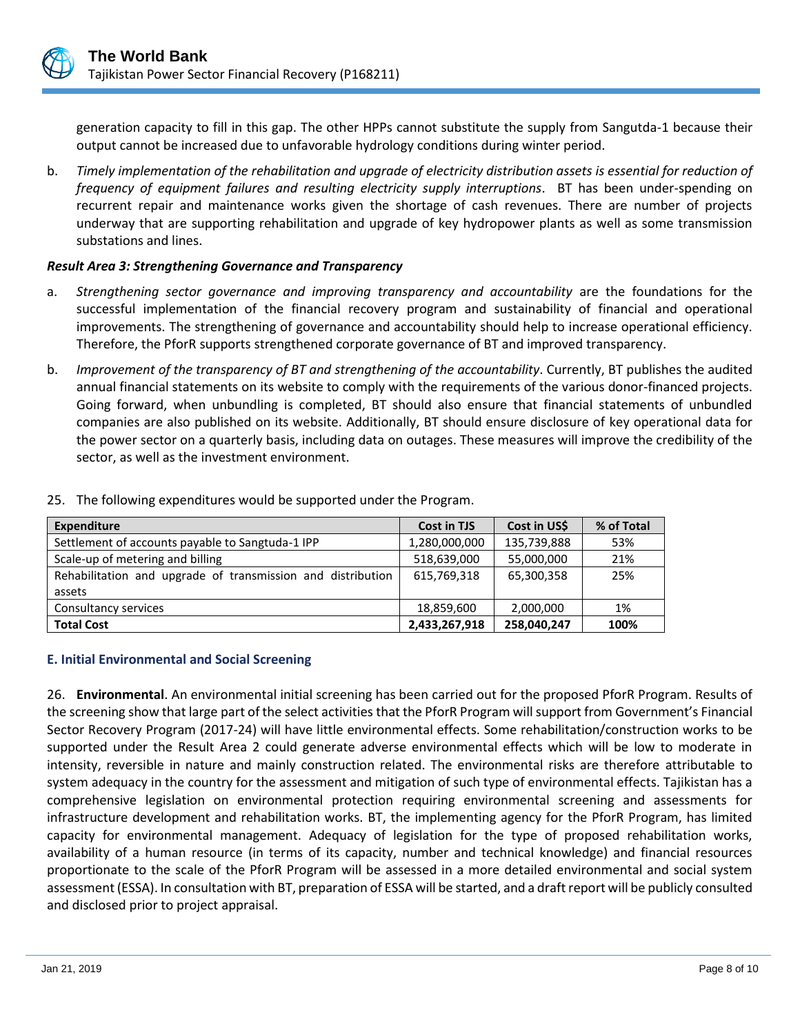generation capacity to fill in this gap. The other HPPs cannot substitute the supply from Sangutda-1 because their output cannot be increased due to unfavorable hydrology conditions during winter period.

b. *Timely implementation of the rehabilitation and upgrade of electricity distribution assets is essential for reduction of frequency of equipment failures and resulting electricity supply interruptions*. BT has been under-spending on recurrent repair and maintenance works given the shortage of cash revenues. There are number of projects underway that are supporting rehabilitation and upgrade of key hydropower plants as well as some transmission substations and lines.

***Result Area 3: Strengthening Governance and Transparency***

a. *Strengthening sector governance and improving transparency and accountability* are the foundations for the successful implementation of the financial recovery program and sustainability of financial and operational improvements. The strengthening of governance and accountability should help to increase operational efficiency. Therefore, the PforR supports strengthened corporate governance of BT and improved transparency.

b. *Improvement of the transparency of BT and strengthening of the accountability*. Currently, BT publishes the audited annual financial statements on its website to comply with the requirements of the various donor-financed projects. Going forward, when unbundling is completed, BT should also ensure that financial statements of unbundled companies are also published on its website. Additionally, BT should ensure disclosure of key operational data for the power sector on a quarterly basis, including data on outages. These measures will improve the credibility of the sector, as well as the investment environment.

25. The following expenditures would be supported under the Program.

| Expenditure | Cost in TJS | Cost in US$ | % of Total |
|---|---|---|---|
| Settlement of accounts payable to Sangtuda-1 IPP | 1,280,000,000 | 135,739,888 | 53% |
| Scale-up of metering and billing | 518,639,000 | 55,000,000 | 21% |
| Rehabilitation and upgrade of transmission and distribution assets | 615,769,318 | 65,300,358 | 25% |
| Consultancy services | 18,859,600 | 2,000,000 | 1% |
| **Total Cost** | **2,433,267,918** | **258,040,247** | **100%** |

### E. Initial Environmental and Social Screening

26. **Environmental**. An environmental initial screening has been carried out for the proposed PforR Program. Results of the screening show that large part of the select activities that the PforR Program will support from Government's Financial Sector Recovery Program (2017-24) will have little environmental effects. Some rehabilitation/construction works to be supported under the Result Area 2 could generate adverse environmental effects which will be low to moderate in intensity, reversible in nature and mainly construction related. The environmental risks are therefore attributable to system adequacy in the country for the assessment and mitigation of such type of environmental effects. Tajikistan has a comprehensive legislation on environmental protection requiring environmental screening and assessments for infrastructure development and rehabilitation works. BT, the implementing agency for the PforR Program, has limited capacity for environmental management. Adequacy of legislation for the type of proposed rehabilitation works, availability of a human resource (in terms of its capacity, number and technical knowledge) and financial resources proportionate to the scale of the PforR Program will be assessed in a more detailed environmental and social system assessment (ESSA). In consultation with BT, preparation of ESSA will be started, and a draft report will be publicly consulted and disclosed prior to project appraisal.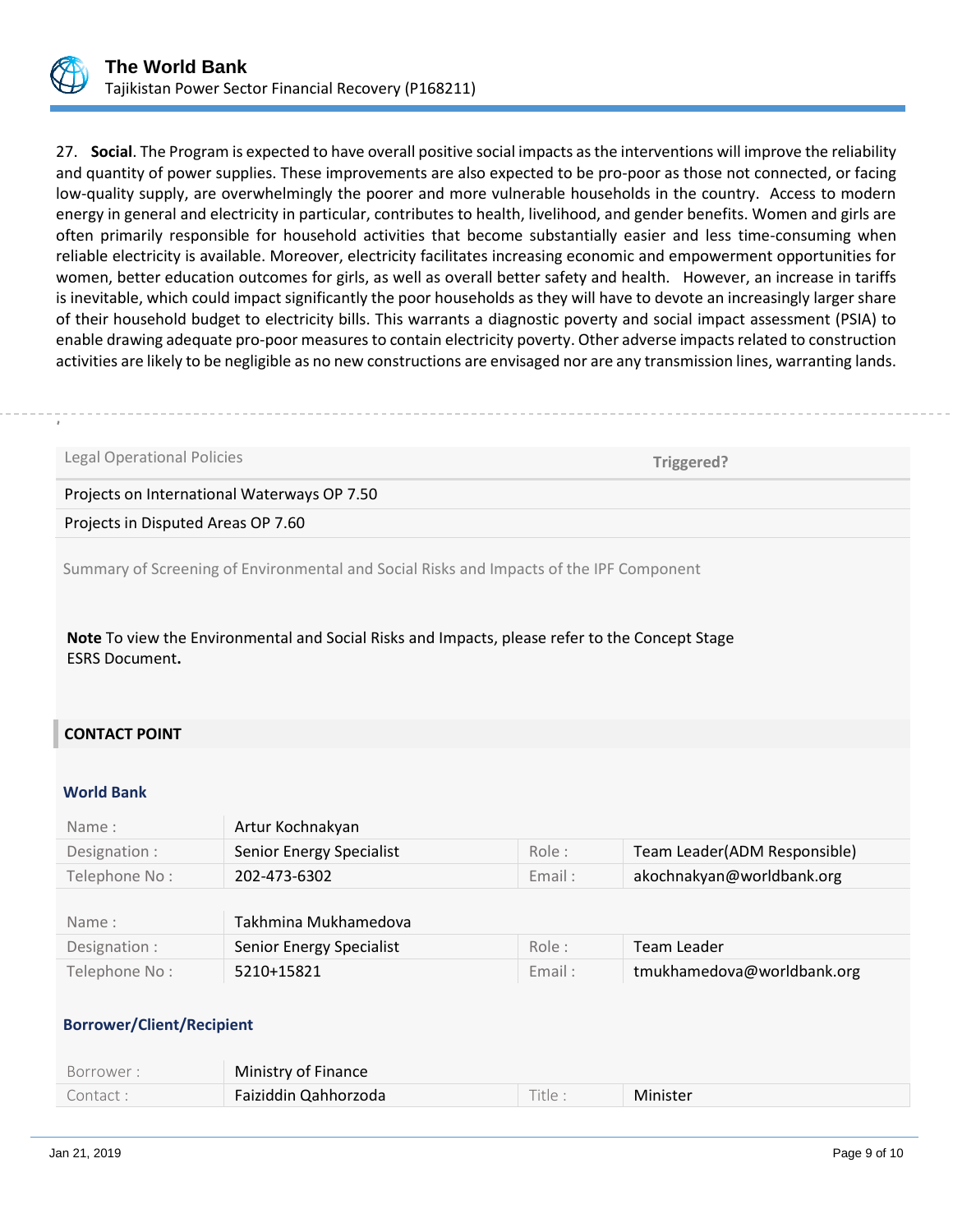27. **Social**. The Program is expected to have overall positive social impacts as the interventions will improve the reliability and quantity of power supplies. These improvements are also expected to be pro-poor as those not connected, or facing low-quality supply, are overwhelmingly the poorer and more vulnerable households in the country. Access to modern energy in general and electricity in particular, contributes to health, livelihood, and gender benefits. Women and girls are often primarily responsible for household activities that become substantially easier and less time-consuming when reliable electricity is available. Moreover, electricity facilitates increasing economic and empowerment opportunities for women, better education outcomes for girls, as well as overall better safety and health. However, an increase in tariffs is inevitable, which could impact significantly the poor households as they will have to devote an increasingly larger share of their household budget to electricity bills. This warrants a diagnostic poverty and social impact assessment (PSIA) to enable drawing adequate pro-poor measures to contain electricity poverty. Other adverse impacts related to construction activities are likely to be negligible as no new constructions are envisaged nor are any transmission lines, warranting lands.

| Legal Operational Policies | Triggered? |
| --- | --- |
| Projects on International Waterways OP 7.50 | |
| Projects in Disputed Areas OP 7.60 | |

Summary of Screening of Environmental and Social Risks and Impacts of the IPF Component

**Note** To view the Environmental and Social Risks and Impacts, please refer to the Concept Stage ESRS Document**.**

## CONTACT POINT

### World Bank

| Name : | Artur Kochnakyan | | |
| --- | --- | --- | --- |
| Designation : | Senior Energy Specialist | Role : | Team Leader(ADM Responsible) |
| Telephone No : | 202-473-6302 | Email : | akochnakyan@worldbank.org |

| Name : | Takhmina Mukhamedova | | |
| --- | --- | --- | --- |
| Designation : | Senior Energy Specialist | Role : | Team Leader |
| Telephone No : | 5210+15821 | Email : | tmukhamedova@worldbank.org |

### Borrower/Client/Recipient

| Borrower : | Ministry of Finance | | |
| --- | --- | --- | --- |
| Contact : | Faiziddin Qahhorzoda | Title : | Minister |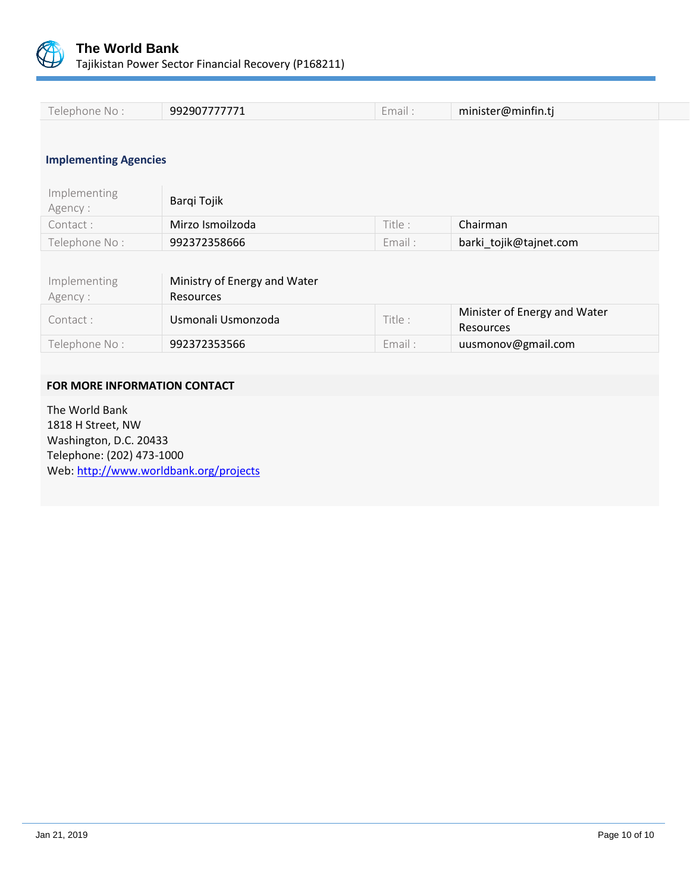| | | | |
|---|---|---|---|
| Telephone No : | 992907777771 | Email : | minister@minfin.tj |

### Implementing Agencies

| | | | |
|---|---|---|---|
| Implementing Agency : | Barqi Tojik | | |
| Contact : | Mirzo Ismoilzoda | Title : | Chairman |
| Telephone No : | 992372358666 | Email : | barki_tojik@tajnet.com |

| | | | |
|---|---|---|---|
| Implementing Agency : | Ministry of Energy and Water Resources | | |
| Contact : | Usmonali Usmonzoda | Title : | Minister of Energy and Water Resources |
| Telephone No : | 992372353566 | Email : | uusmonov@gmail.com |

## FOR MORE INFORMATION CONTACT

The World Bank
1818 H Street, NW
Washington, D.C. 20433
Telephone: (202) 473-1000
Web: http://www.worldbank.org/projects